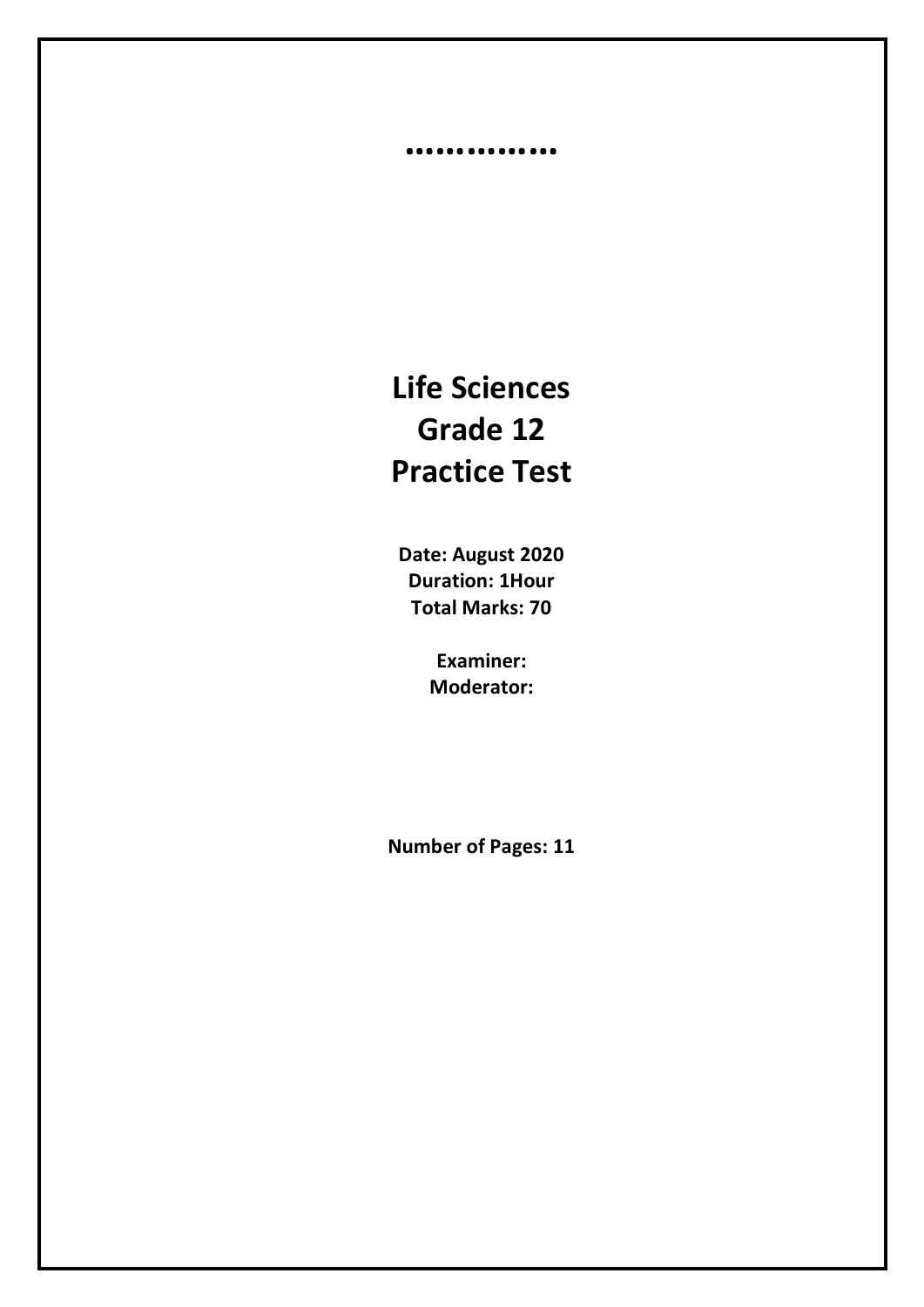……………

# Life Sciences
# Grade 12
# Practice Test

**Date: August 2020**
**Duration: 1Hour**
**Total Marks: 70**

**Examiner:**
**Moderator:**

**Number of Pages: 11**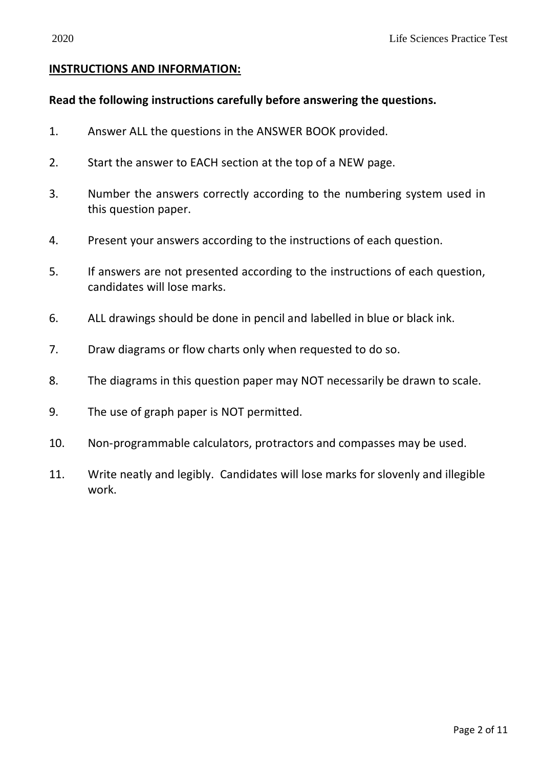## INSTRUCTIONS AND INFORMATION:

**Read the following instructions carefully before answering the questions.**

1. Answer ALL the questions in the ANSWER BOOK provided.
2. Start the answer to EACH section at the top of a NEW page.
3. Number the answers correctly according to the numbering system used in this question paper.
4. Present your answers according to the instructions of each question.
5. If answers are not presented according to the instructions of each question, candidates will lose marks.
6. ALL drawings should be done in pencil and labelled in blue or black ink.
7. Draw diagrams or flow charts only when requested to do so.
8. The diagrams in this question paper may NOT necessarily be drawn to scale.
9. The use of graph paper is NOT permitted.
10. Non-programmable calculators, protractors and compasses may be used.
11. Write neatly and legibly. Candidates will lose marks for slovenly and illegible work.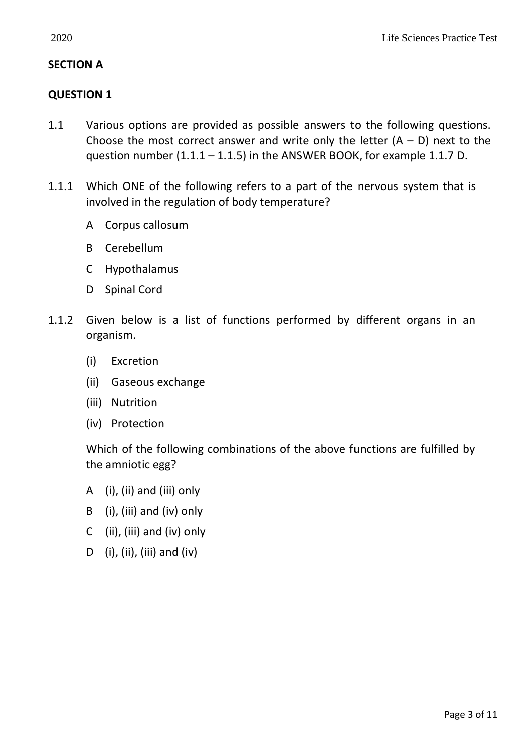## SECTION A

## QUESTION 1

1.1 Various options are provided as possible answers to the following questions. Choose the most correct answer and write only the letter (A – D) next to the question number (1.1.1 – 1.1.5) in the ANSWER BOOK, for example 1.1.7 D.

1.1.1 Which ONE of the following refers to a part of the nervous system that is involved in the regulation of body temperature?

A Corpus callosum

B Cerebellum

C Hypothalamus

D Spinal Cord

1.1.2 Given below is a list of functions performed by different organs in an organism.

(i) Excretion

(ii) Gaseous exchange

(iii) Nutrition

(iv) Protection

Which of the following combinations of the above functions are fulfilled by the amniotic egg?

A (i), (ii) and (iii) only

B (i), (iii) and (iv) only

C (ii), (iii) and (iv) only

D (i), (ii), (iii) and (iv)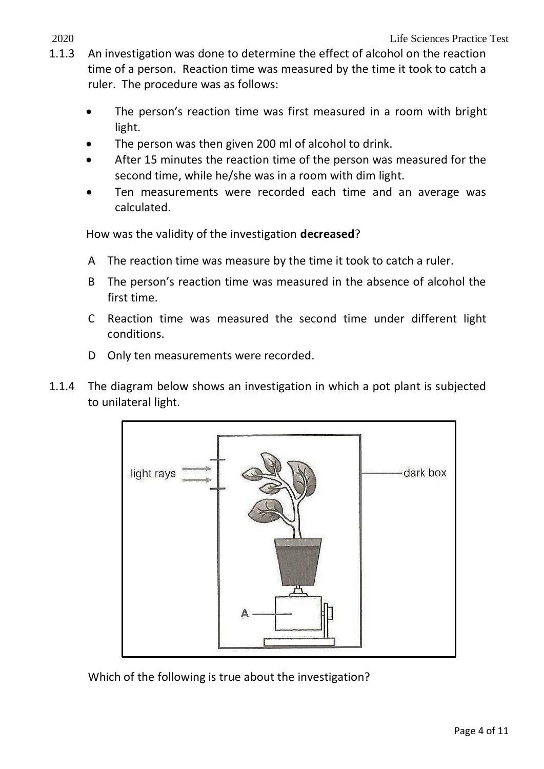1.1.3 An investigation was done to determine the effect of alcohol on the reaction time of a person. Reaction time was measured by the time it took to catch a ruler. The procedure was as follows:

- The person's reaction time was first measured in a room with bright light.
- The person was then given 200 ml of alcohol to drink.
- After 15 minutes the reaction time of the person was measured for the second time, while he/she was in a room with dim light.
- Ten measurements were recorded each time and an average was calculated.

How was the validity of the investigation **decreased**?

A The reaction time was measure by the time it took to catch a ruler.

B The person's reaction time was measured in the absence of alcohol the first time.

C Reaction time was measured the second time under different light conditions.

D Only ten measurements were recorded.

1.1.4 The diagram below shows an investigation in which a pot plant is subjected to unilateral light.

light rays

dark box

A

Which of the following is true about the investigation?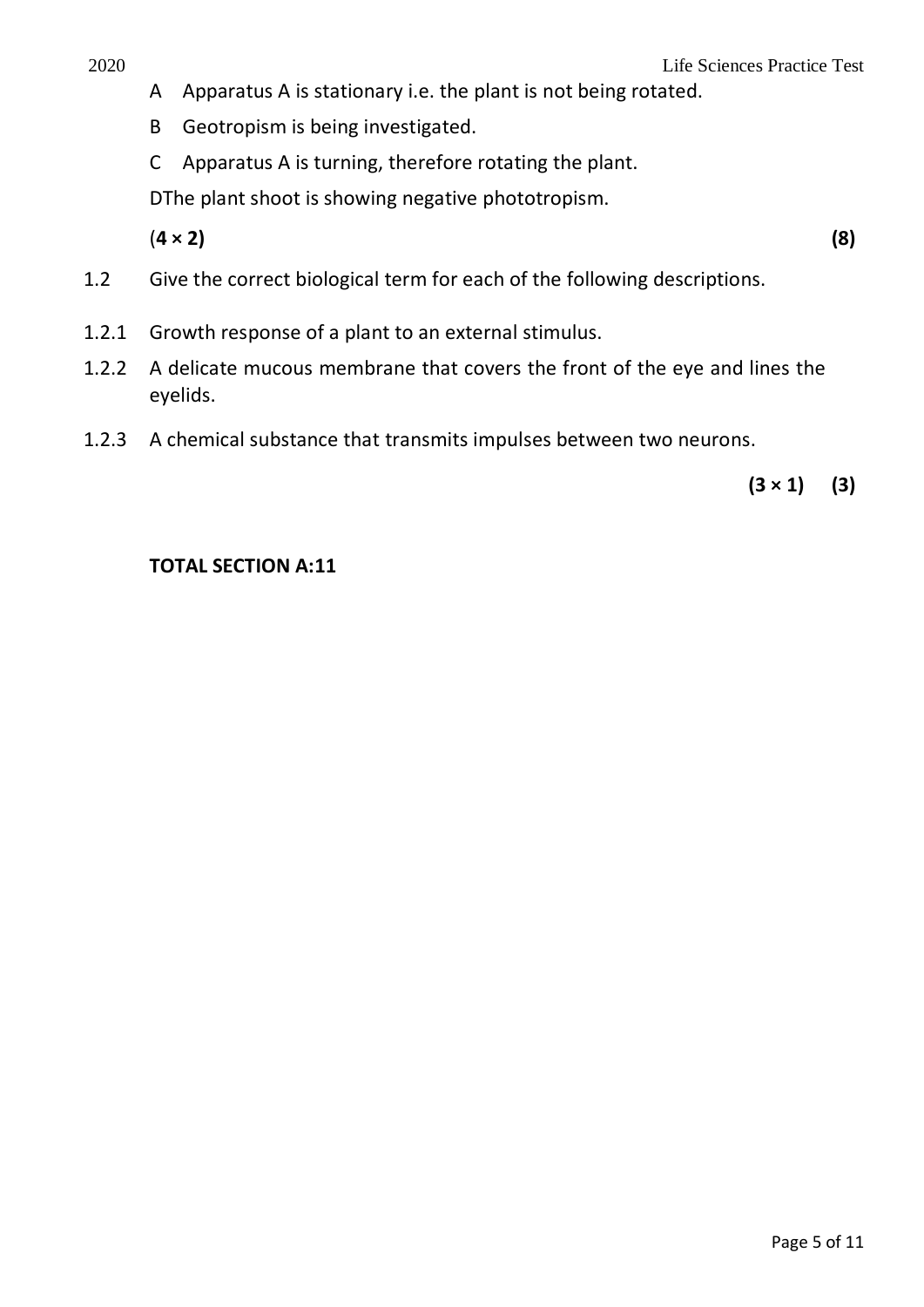A Apparatus A is stationary i.e. the plant is not being rotated.

B Geotropism is being investigated.

C Apparatus A is turning, therefore rotating the plant.

DThe plant shoot is showing negative phototropism.

**(4 × 2) (8)**

1.2 Give the correct biological term for each of the following descriptions.

1.2.1 Growth response of a plant to an external stimulus.

1.2.2 A delicate mucous membrane that covers the front of the eye and lines the eyelids.

1.2.3 A chemical substance that transmits impulses between two neurons.

**(3 × 1) (3)**

**TOTAL SECTION A:11**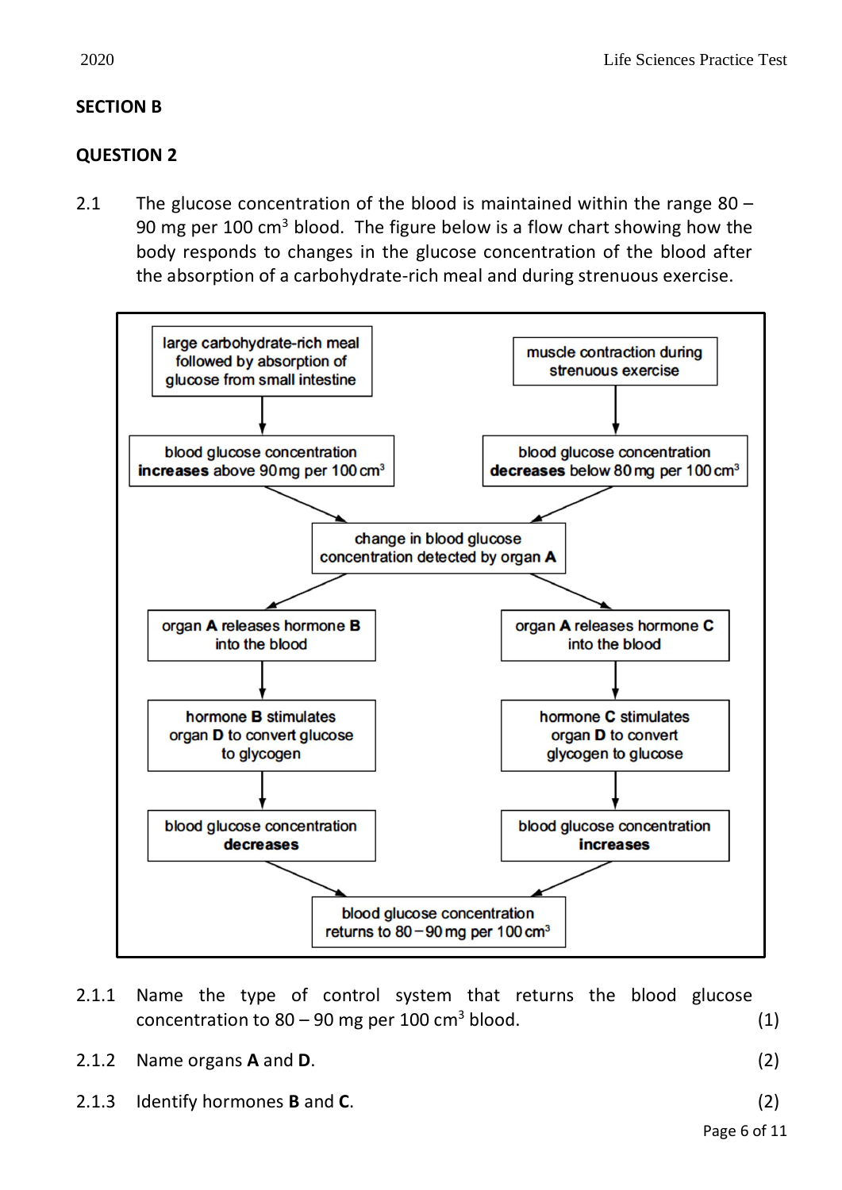## SECTION B

## QUESTION 2

2.1 The glucose concentration of the blood is maintained within the range 80 – 90 mg per 100 $cm^3$ blood. The figure below is a flow chart showing how the body responds to changes in the glucose concentration of the blood after the absorption of a carbohydrate-rich meal and during strenuous exercise.

large carbohydrate-rich meal followed by absorption of glucose from small intestine
↓
blood glucose concentration **increases** above 90 mg per 100 $cm^3$

muscle contraction during strenuous exercise
↓
blood glucose concentration **decreases** below 80 mg per 100 $cm^3$

↘ change in blood glucose concentration detected by organ **A** ↙

Left branch:
organ **A** releases hormone **B** into the blood
↓
hormone **B** stimulates organ **D** to convert glucose to glycogen
↓
blood glucose concentration **decreases**

Right branch:
organ **A** releases hormone **C** into the blood
↓
hormone **C** stimulates organ **D** to convert glycogen to glucose
↓
blood glucose concentration **increases**

↘ blood glucose concentration returns to 80 – 90 mg per 100 $cm^3$ ↙

2.1.1 Name the type of control system that returns the blood glucose concentration to 80 – 90 mg per 100 $cm^3$ blood. (1)

2.1.2 Name organs **A** and **D**. (2)

2.1.3 Identify hormones **B** and **C**. (2)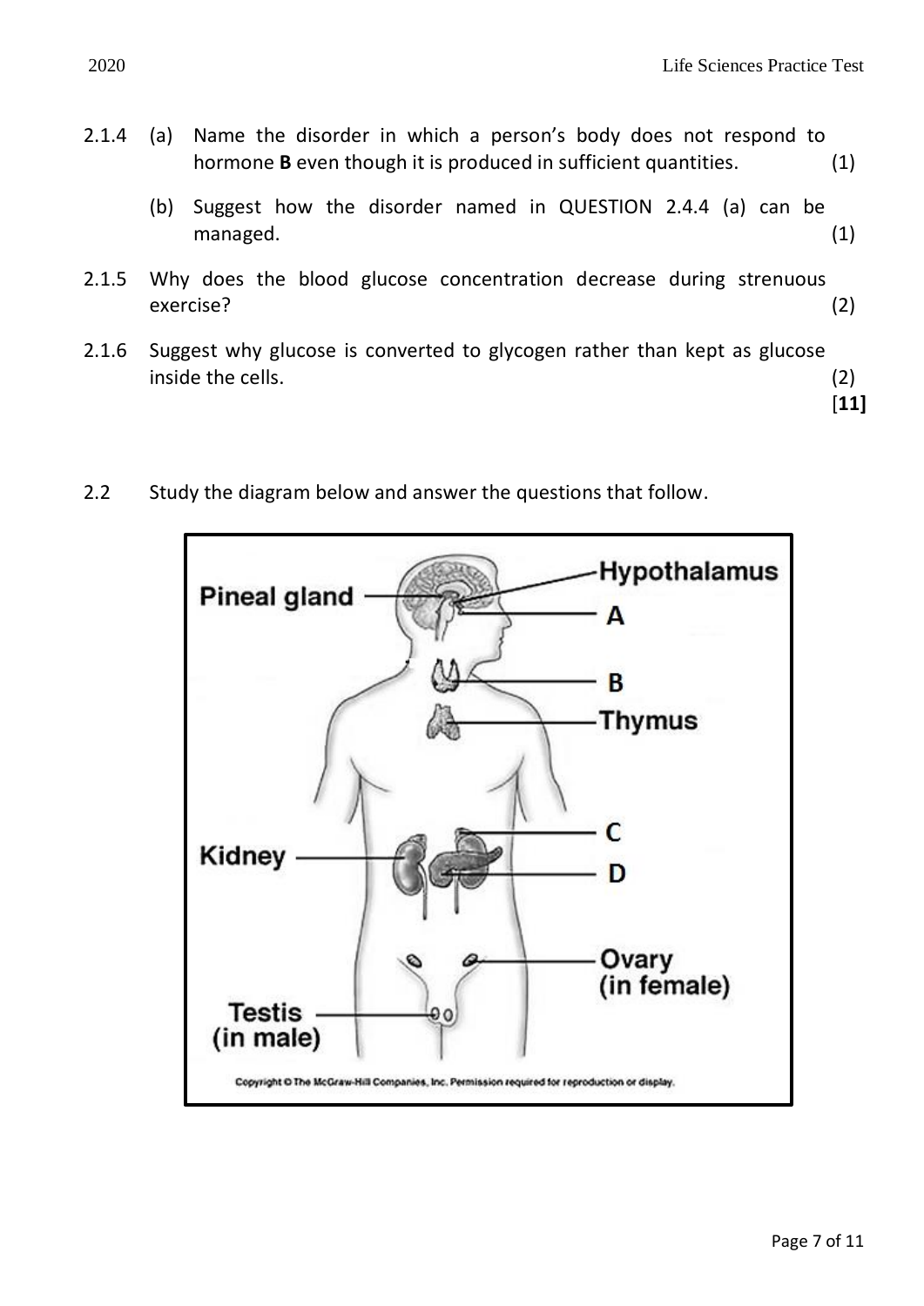2.1.4 (a) Name the disorder in which a person's body does not respond to hormone **B** even though it is produced in sufficient quantities. (1)

(b) Suggest how the disorder named in QUESTION 2.4.4 (a) can be managed. (1)

2.1.5 Why does the blood glucose concentration decrease during strenuous exercise? (2)

2.1.6 Suggest why glucose is converted to glycogen rather than kept as glucose inside the cells. (2)

[**11**]

2.2 Study the diagram below and answer the questions that follow.

Pineal gland

Hypothalamus

A

B

Thymus

C

Kidney

D

Ovary (in female)

Testis (in male)

Copyright © The McGraw-Hill Companies, Inc. Permission required for reproduction or display.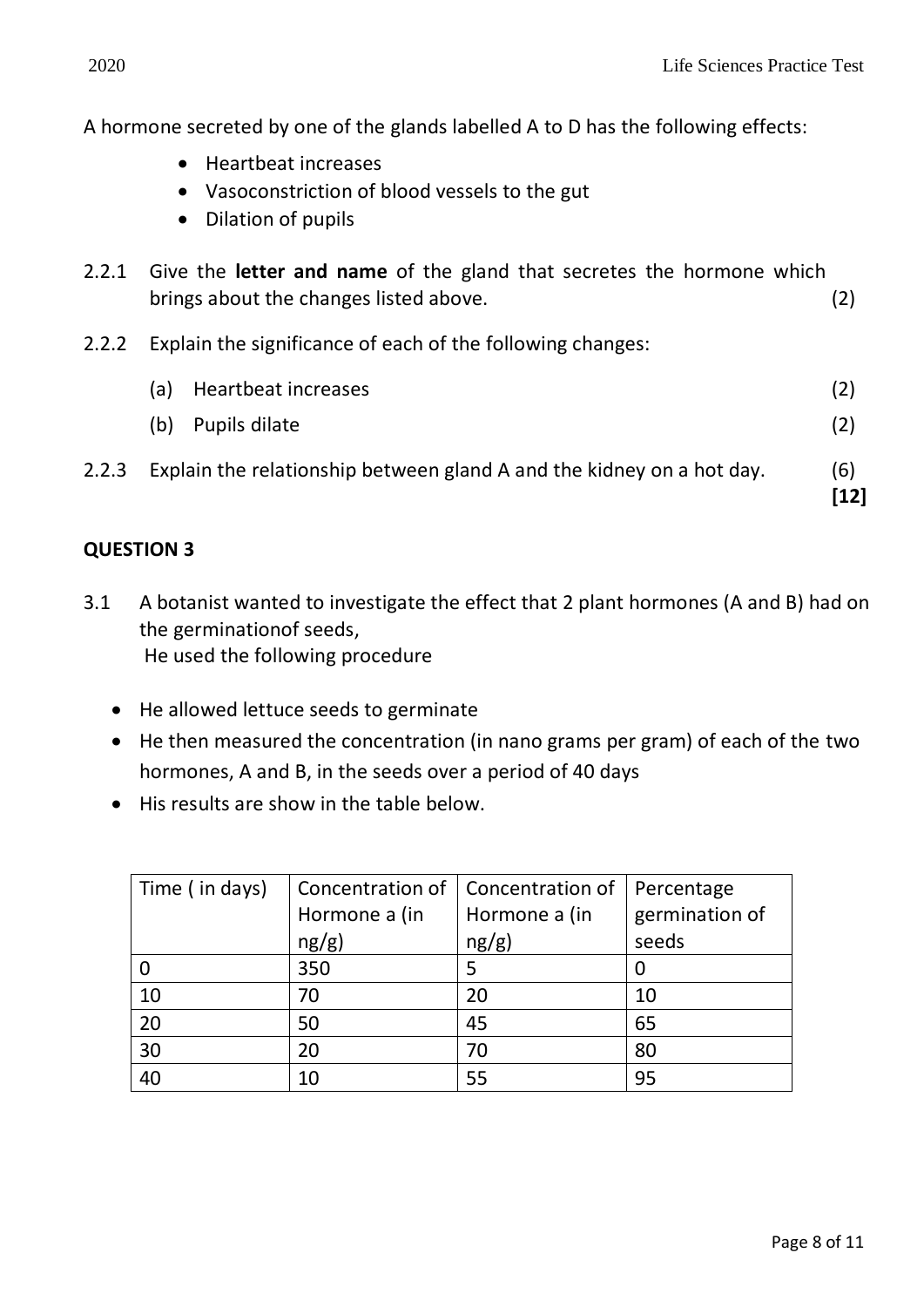A hormone secreted by one of the glands labelled A to D has the following effects:

- Heartbeat increases
- Vasoconstriction of blood vessels to the gut
- Dilation of pupils

2.2.1 Give the **letter and name** of the gland that secretes the hormone which brings about the changes listed above. (2)

2.2.2 Explain the significance of each of the following changes:

(a) Heartbeat increases (2)

(b) Pupils dilate (2)

2.2.3 Explain the relationship between gland A and the kidney on a hot day. (6)
**[12]**

## QUESTION 3

3.1 A botanist wanted to investigate the effect that 2 plant hormones (A and B) had on the germinationof seeds,
He used the following procedure

- He allowed lettuce seeds to germinate
- He then measured the concentration (in nano grams per gram) of each of the two hormones, A and B, in the seeds over a period of 40 days
- His results are show in the table below.

| Time ( in days) | Concentration of Hormone a (in ng/g) | Concentration of Hormone a (in ng/g) | Percentage germination of seeds |
|---|---|---|---|
| 0 | 350 | 5 | 0 |
| 10 | 70 | 20 | 10 |
| 20 | 50 | 45 | 65 |
| 30 | 20 | 70 | 80 |
| 40 | 10 | 55 | 95 |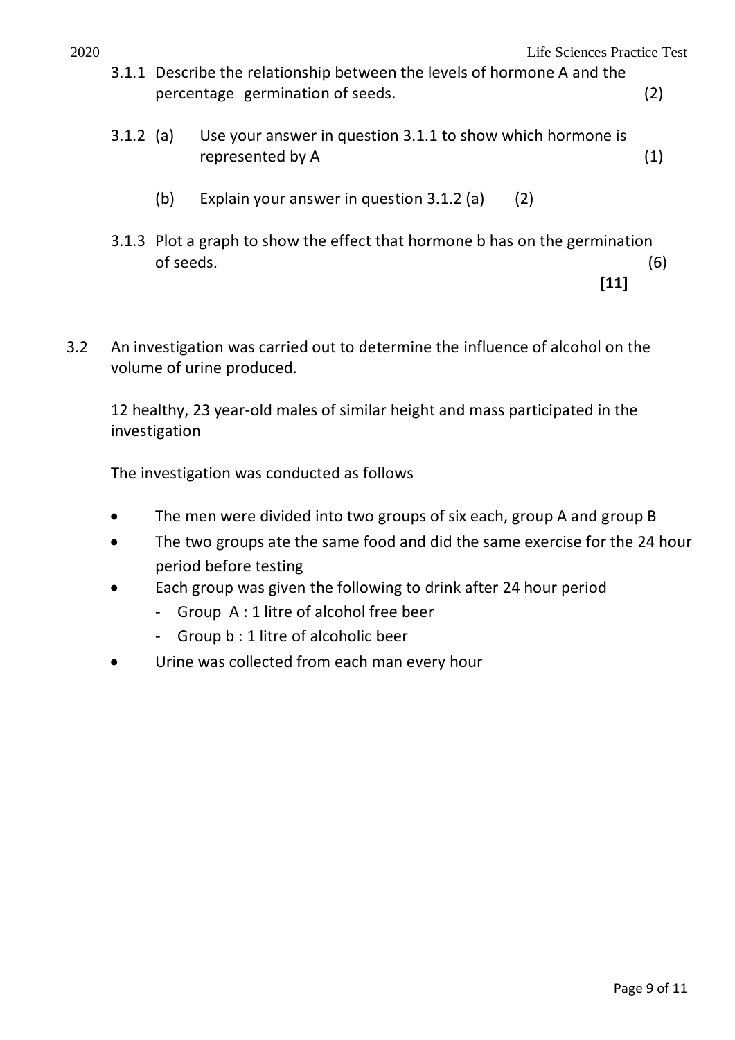3.1.1 Describe the relationship between the levels of hormone A and the percentage germination of seeds. (2)

3.1.2 (a) Use your answer in question 3.1.1 to show which hormone is represented by A (1)

(b) Explain your answer in question 3.1.2 (a) (2)

3.1.3 Plot a graph to show the effect that hormone b has on the germination of seeds. (6)

**[11]**

3.2 An investigation was carried out to determine the influence of alcohol on the volume of urine produced.

12 healthy, 23 year-old males of similar height and mass participated in the investigation

The investigation was conducted as follows

- The men were divided into two groups of six each, group A and group B
- The two groups ate the same food and did the same exercise for the 24 hour period before testing
- Each group was given the following to drink after 24 hour period
  - Group A : 1 litre of alcohol free beer
  - Group b : 1 litre of alcoholic beer
- Urine was collected from each man every hour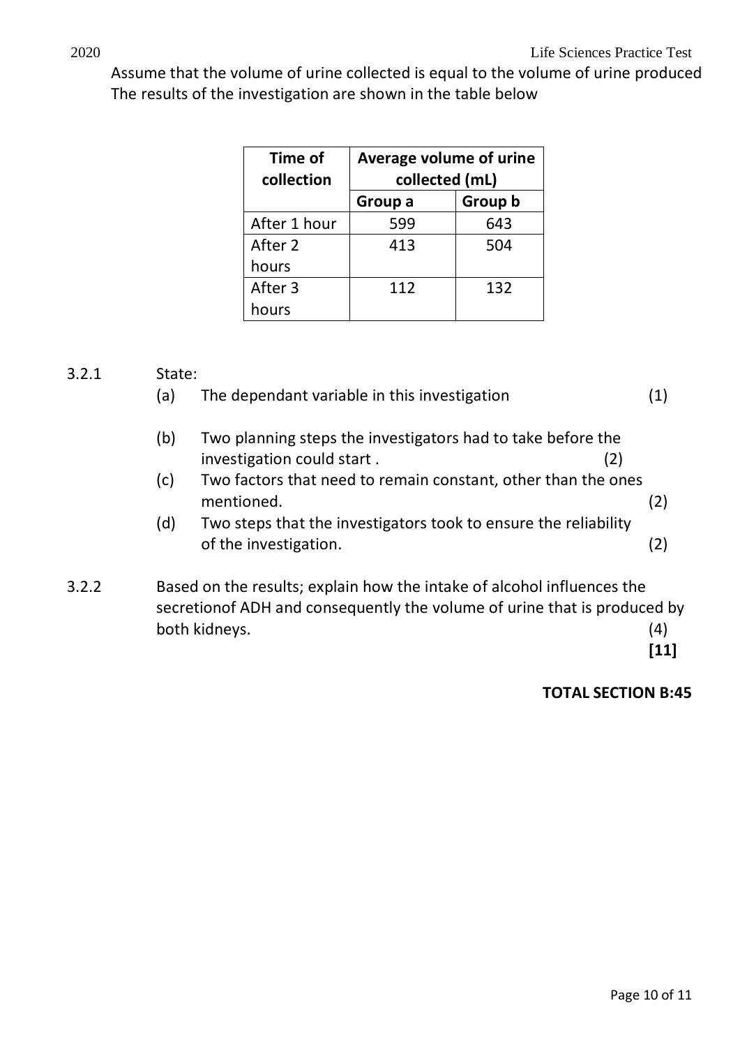Assume that the volume of urine collected is equal to the volume of urine produced
The results of the investigation are shown in the table below

| Time of collection | Average volume of urine collected (mL) | |
|---|---|---|
| | **Group a** | **Group b** |
| After 1 hour | 599 | 643 |
| After 2 hours | 413 | 504 |
| After 3 hours | 112 | 132 |

3.2.1 State:

(a) The dependant variable in this investigation (1)

(b) Two planning steps the investigators had to take before the investigation could start . (2)

(c) Two factors that need to remain constant, other than the ones mentioned. (2)

(d) Two steps that the investigators took to ensure the reliability of the investigation. (2)

3.2.2 Based on the results; explain how the intake of alcohol influences the secretionof ADH and consequently the volume of urine that is produced by both kidneys. (4)

**[11]**

**TOTAL SECTION B:45**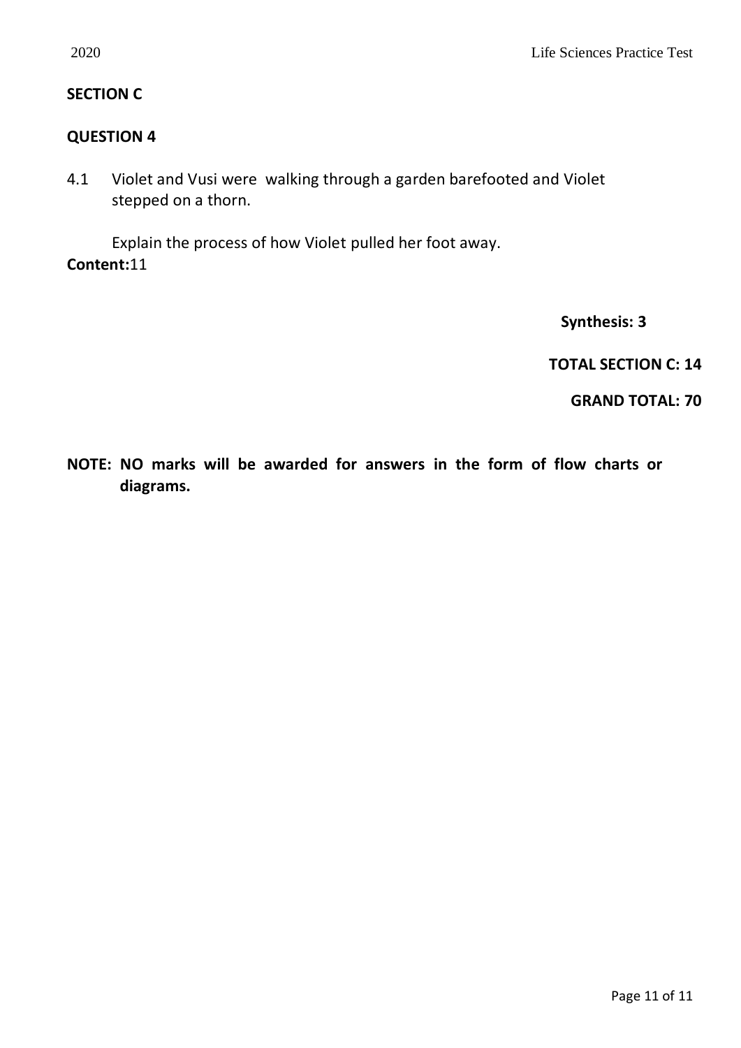**SECTION C**

**QUESTION 4**

4.1 Violet and Vusi were walking through a garden barefooted and Violet stepped on a thorn.

Explain the process of how Violet pulled her foot away.

**Content:**11

**Synthesis: 3**

**TOTAL SECTION C: 14**

**GRAND TOTAL: 70**

**NOTE: NO marks will be awarded for answers in the form of flow charts or diagrams.**